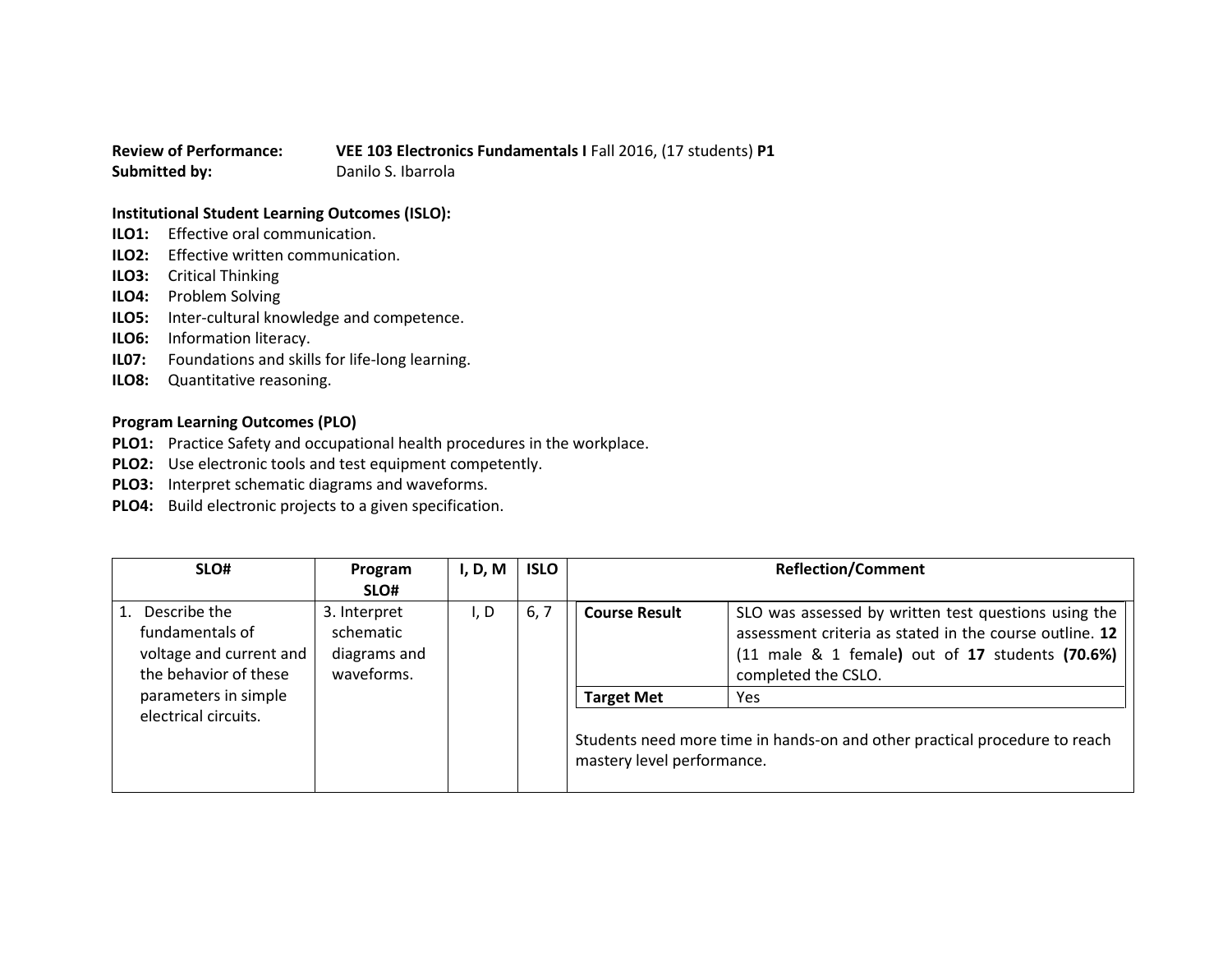**Review of Performance:** **VEE 103 Electronics Fundamentals I** Fall 2016, (17 students) **P1**
**Submitted by:** Danilo S. Ibarrola

**Institutional Student Learning Outcomes (ISLO):**

**ILO1:** Effective oral communication.
**ILO2:** Effective written communication.
**ILO3:** Critical Thinking
**ILO4:** Problem Solving
**ILO5:** Inter-cultural knowledge and competence.
**ILO6:** Information literacy.
**IL07:** Foundations and skills for life-long learning.
**ILO8:** Quantitative reasoning.

**Program Learning Outcomes (PLO)**

**PLO1:** Practice Safety and occupational health procedures in the workplace.
**PLO2:** Use electronic tools and test equipment competently.
**PLO3:** Interpret schematic diagrams and waveforms.
**PLO4:** Build electronic projects to a given specification.

| SLO# | Program SLO# | I, D, M | ISLO | Reflection/Comment | |
|---|---|---|---|---|---|
| 1. Describe the fundamentals of voltage and current and the behavior of these parameters in simple electrical circuits. | 3. Interpret schematic diagrams and waveforms. | I, D | 6, 7 | **Course Result** | SLO was assessed by written test questions using the assessment criteria as stated in the course outline. **12** (11 male & 1 female**)** out of **17** students **(70.6%)** completed the CSLO. |
| | | | | **Target Met** | Yes |
| | | | | Students need more time in hands-on and other practical procedure to reach mastery level performance. | |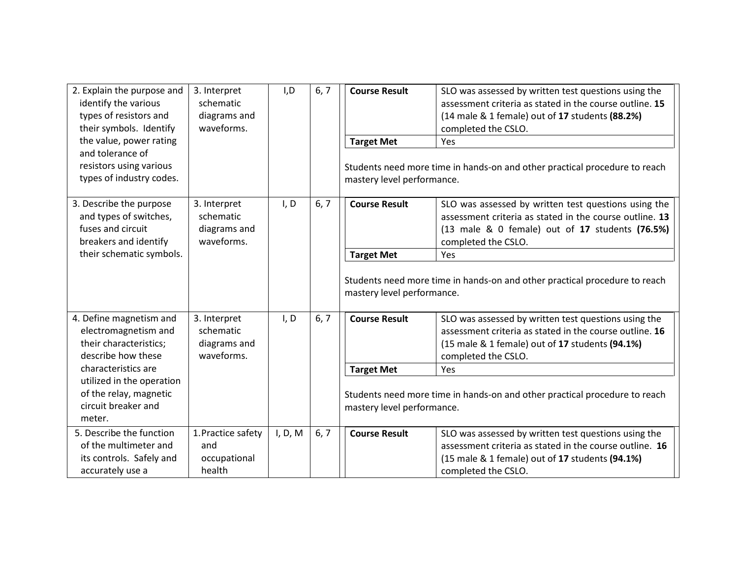| | | | | | |
|---|---|---|---|---|---|
| 2. Explain the purpose and identify the various types of resistors and their symbols. Identify the value, power rating and tolerance of resistors using various types of industry codes. | 3. Interpret schematic diagrams and waveforms. | I,D | 6, 7 | **Course Result** | SLO was assessed by written test questions using the assessment criteria as stated in the course outline. **15** (14 male & 1 female) out of **17** students **(88.2%)** completed the CSLO. |
| | | | | **Target Met** | Yes |
| | | | | Students need more time in hands-on and other practical procedure to reach mastery level performance. | |
| 3. Describe the purpose and types of switches, fuses and circuit breakers and identify their schematic symbols. | 3. Interpret schematic diagrams and waveforms. | I, D | 6, 7 | **Course Result** | SLO was assessed by written test questions using the assessment criteria as stated in the course outline. **13** (13 male & 0 female) out of **17** students **(76.5%)** completed the CSLO. |
| | | | | **Target Met** | Yes |
| | | | | Students need more time in hands-on and other practical procedure to reach mastery level performance. | |
| 4. Define magnetism and electromagnetism and their characteristics; describe how these characteristics are utilized in the operation of the relay, magnetic circuit breaker and meter. | 3. Interpret schematic diagrams and waveforms. | I, D | 6, 7 | **Course Result** | SLO was assessed by written test questions using the assessment criteria as stated in the course outline. **16** (15 male & 1 female) out of **17** students **(94.1%)** completed the CSLO. |
| | | | | **Target Met** | Yes |
| | | | | Students need more time in hands-on and other practical procedure to reach mastery level performance. | |
| 5. Describe the function of the multimeter and its controls. Safely and accurately use a | 1. Practice safety and occupational health | I, D, M | 6, 7 | **Course Result** | SLO was assessed by written test questions using the assessment criteria as stated in the course outline. **16** (15 male & 1 female) out of **17** students **(94.1%)** completed the CSLO. |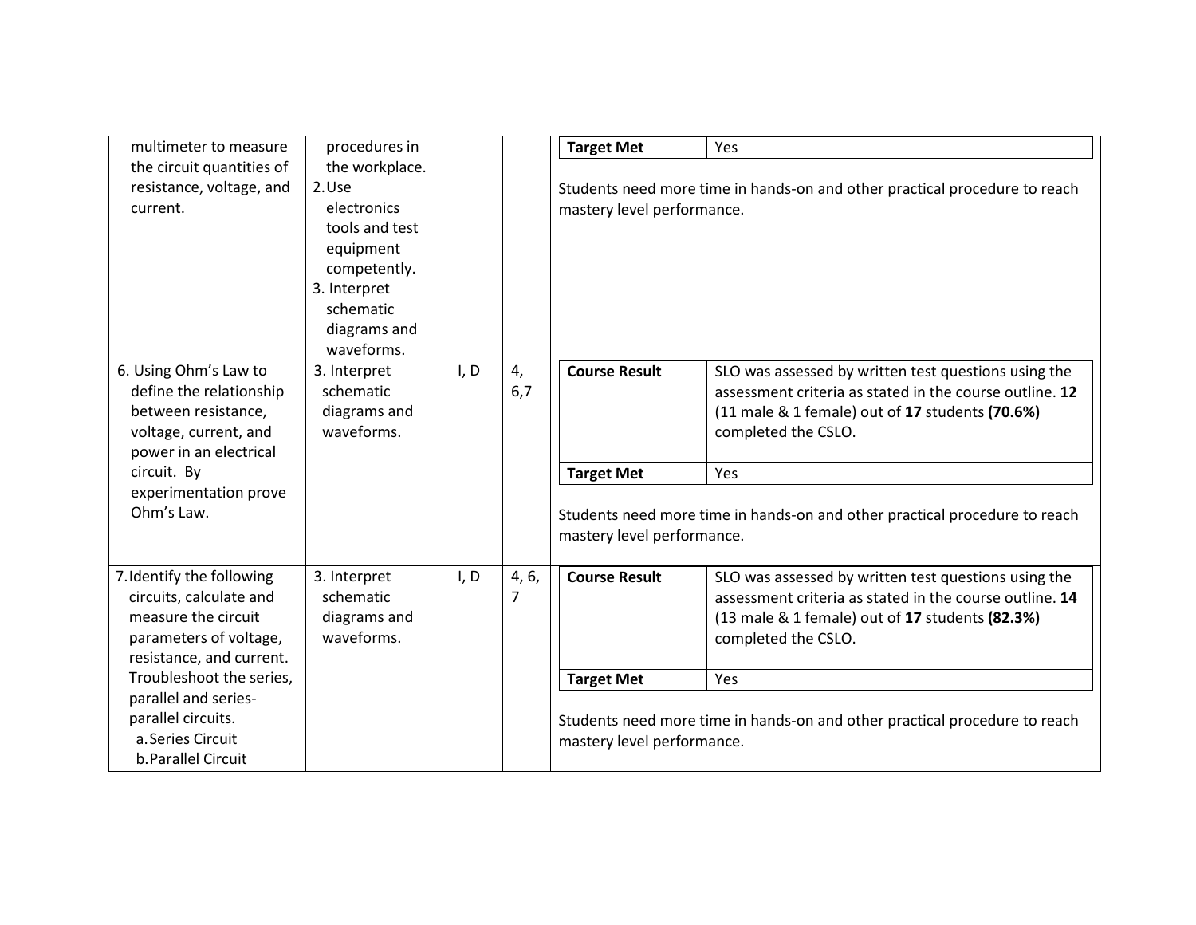| | | | | | |
|---|---|---|---|---|---|
| multimeter to measure the circuit quantities of resistance, voltage, and current. | procedures in the workplace.<br>2. Use electronics tools and test equipment competently.<br>3. Interpret schematic diagrams and waveforms. | | | **Target Met** | Yes |
| | | | | Students need more time in hands-on and other practical procedure to reach mastery level performance. | |
| 6. Using Ohm's Law to define the relationship between resistance, voltage, current, and power in an electrical circuit. By experimentation prove Ohm's Law. | 3. Interpret schematic diagrams and waveforms. | I, D | 4, 6,7 | **Course Result** | SLO was assessed by written test questions using the assessment criteria as stated in the course outline. **12** (11 male & 1 female) out of **17** students **(70.6%)** completed the CSLO. |
| | | | | **Target Met** | Yes |
| | | | | Students need more time in hands-on and other practical procedure to reach mastery level performance. | |
| 7. Identify the following circuits, calculate and measure the circuit parameters of voltage, resistance, and current. Troubleshoot the series, parallel and series-parallel circuits.<br>a. Series Circuit<br>b. Parallel Circuit | 3. Interpret schematic diagrams and waveforms. | I, D | 4, 6, 7 | **Course Result** | SLO was assessed by written test questions using the assessment criteria as stated in the course outline. **14** (13 male & 1 female) out of **17** students **(82.3%)** completed the CSLO. |
| | | | | **Target Met** | Yes |
| | | | | Students need more time in hands-on and other practical procedure to reach mastery level performance. | |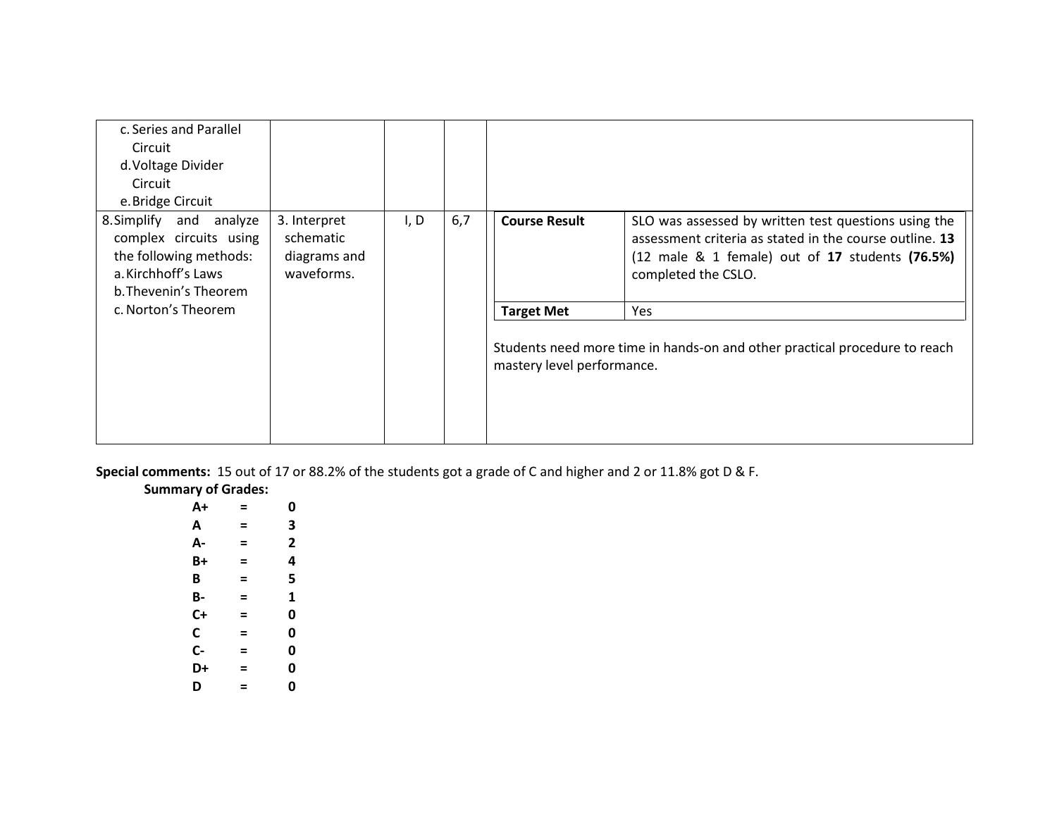| | | | | |
|---|---|---|---|---|
| c. Series and Parallel Circuit<br>d. Voltage Divider Circuit<br>e. Bridge Circuit | | | | |
| 8. Simplify and analyze complex circuits using the following methods:<br>a. Kirchhoff's Laws<br>b. Thevenin's Theorem<br>c. Norton's Theorem | 3. Interpret schematic diagrams and waveforms. | I, D | 6,7 | **Course Result**: SLO was assessed by written test questions using the assessment criteria as stated in the course outline. **13** (12 male & 1 female) out of **17** students **(76.5%)** completed the CSLO.<br>**Target Met**: Yes<br><br>Students need more time in hands-on and other practical procedure to reach mastery level performance. |

**Special comments:** 15 out of 17 or 88.2% of the students got a grade of C and higher and 2 or 11.8% got D & F.

**Summary of Grades:**

| | | |
|---|---|---|
| **A+** | **=** | **0** |
| **A** | **=** | **3** |
| **A-** | **=** | **2** |
| **B+** | **=** | **4** |
| **B** | **=** | **5** |
| **B-** | **=** | **1** |
| **C+** | **=** | **0** |
| **C** | **=** | **0** |
| **C-** | **=** | **0** |
| **D+** | **=** | **0** |
| **D** | **=** | **0** |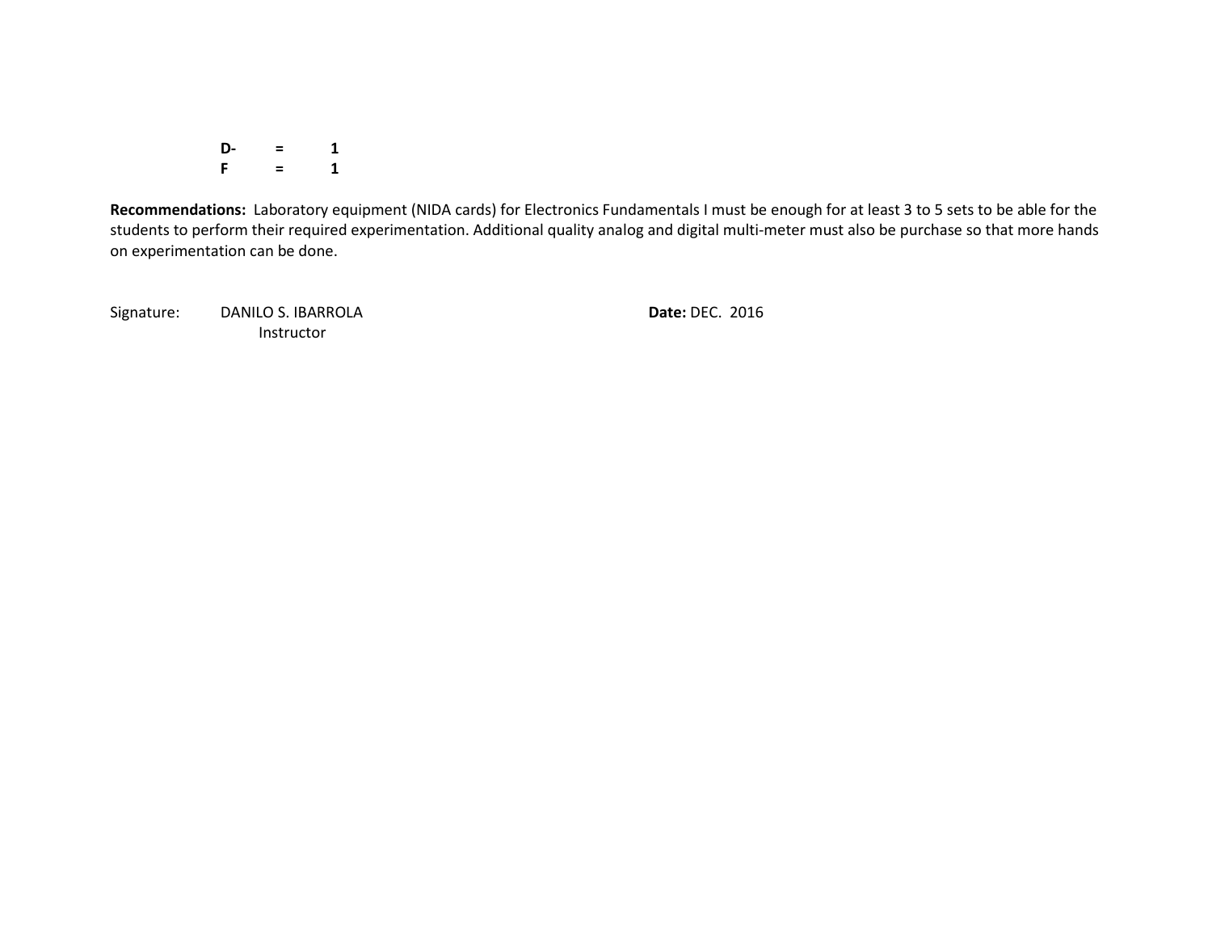| | | |
|---|---|---|
| **D-** | **=** | **1** |
| **F** | **=** | **1** |

**Recommendations:** Laboratory equipment (NIDA cards) for Electronics Fundamentals I must be enough for at least 3 to 5 sets to be able for the students to perform their required experimentation. Additional quality analog and digital multi-meter must also be purchase so that more hands on experimentation can be done.

Signature: DANILO S. IBARROLA
Instructor

**Date:** DEC. 2016